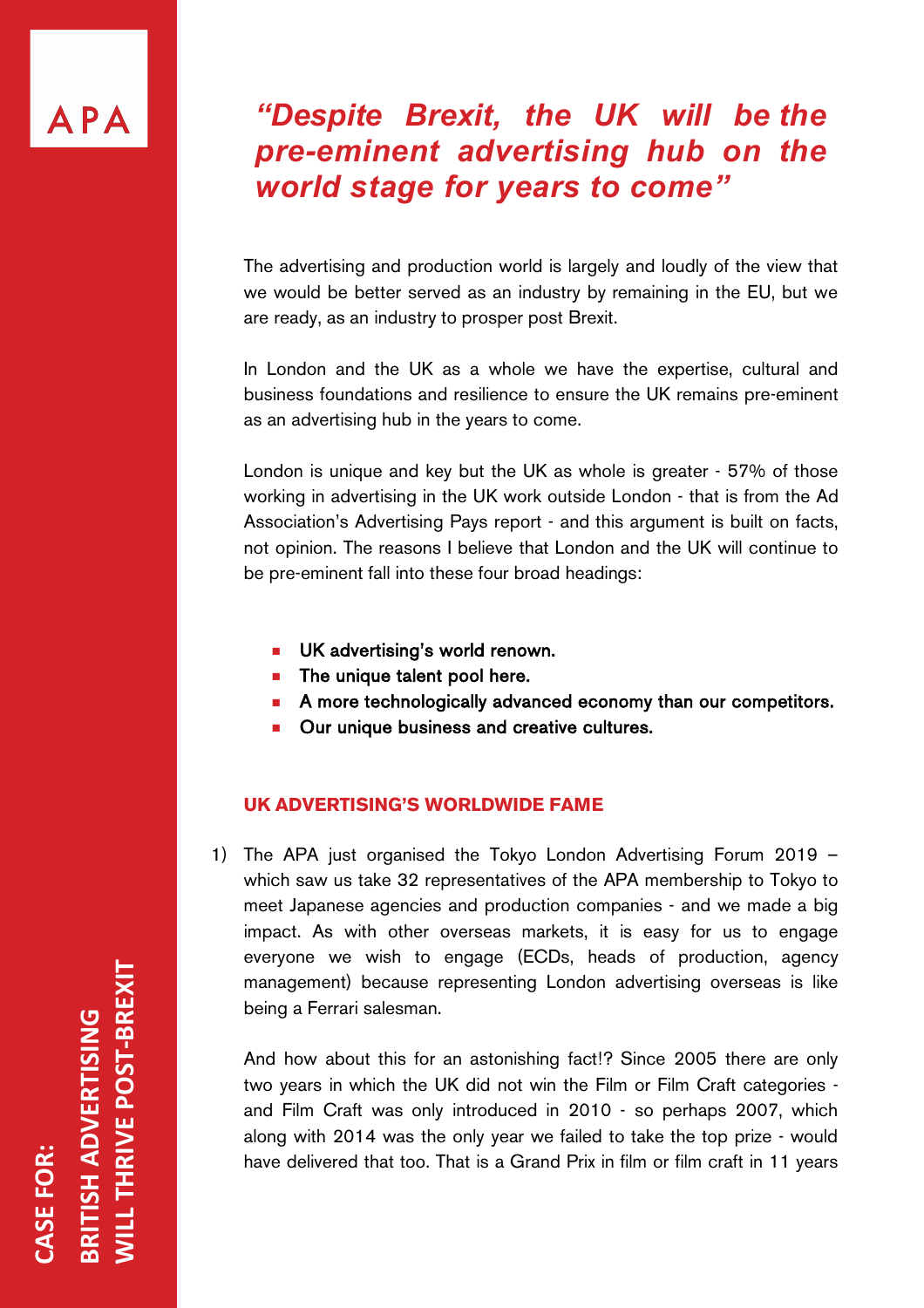APA

# *"Despite Brexit, the UK will be the pre-eminent advertising hub on the world stage for years to come"*

**CASE FOR: BRITISH ADVERTISING WILL THRIVE POST-BREXIT**

The advertising and production world is largely and loudly of the view that we would be better served as an industry by remaining in the EU, but we are ready, as an industry to prosper post Brexit.

In London and the UK as a whole we have the expertise, cultural and business foundations and resilience to ensure the UK remains pre-eminent as an advertising hub in the years to come.

London is unique and key but the UK as whole is greater - 57% of those working in advertising in the UK work outside London - that is from the Ad Association's Advertising Pays report - and this argument is built on facts, not opinion. The reasons I believe that London and the UK will continue to be pre-eminent fall into these four broad headings:

- **UK advertising's world renown.**
- **The unique talent pool here.**
- **A more technologically advanced economy than our competitors.**
- **Our unique business and creative cultures.**

## UK ADVERTISING'S WORLDWIDE FAME

1) The APA just organised the Tokyo London Advertising Forum 2019 – which saw us take 32 representatives of the APA membership to Tokyo to meet Japanese agencies and production companies - and we made a big impact. As with other overseas markets, it is easy for us to engage everyone we wish to engage (ECDs, heads of production, agency management) because representing London advertising overseas is like being a Ferrari salesman.

   And how about this for an astonishing fact!? Since 2005 there are only two years in which the UK did not win the Film or Film Craft categories - and Film Craft was only introduced in 2010 - so perhaps 2007, which along with 2014 was the only year we failed to take the top prize - would have delivered that too. That is a Grand Prix in film or film craft in 11 years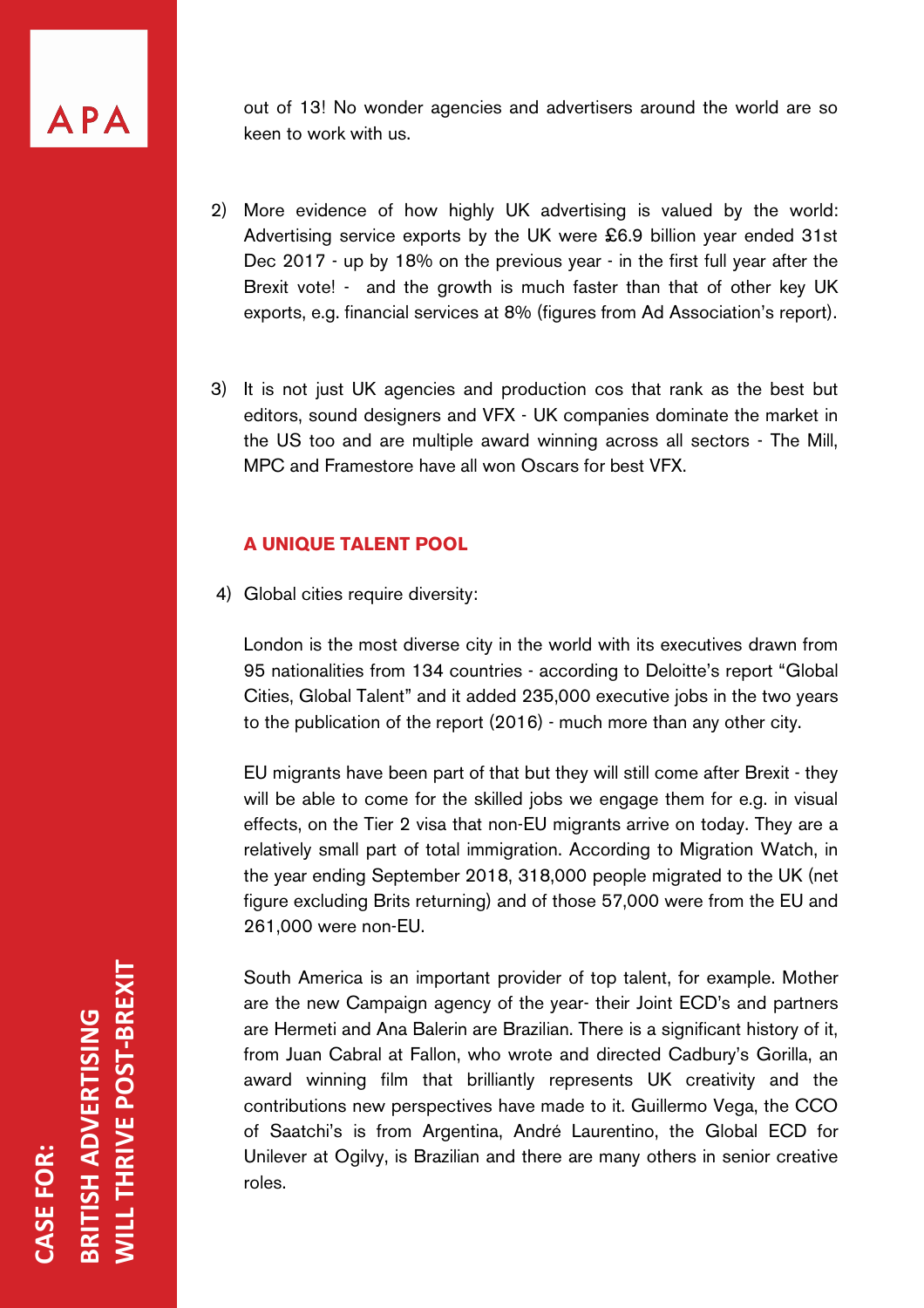out of 13! No wonder agencies and advertisers around the world are so keen to work with us.

2) More evidence of how highly UK advertising is valued by the world: Advertising service exports by the UK were £6.9 billion year ended 31st Dec 2017 - up by 18% on the previous year - in the first full year after the Brexit vote! - and the growth is much faster than that of other key UK exports, e.g. financial services at 8% (figures from Ad Association's report).

3) It is not just UK agencies and production cos that rank as the best but editors, sound designers and VFX - UK companies dominate the market in the US too and are multiple award winning across all sectors - The Mill, MPC and Framestore have all won Oscars for best VFX.

### A UNIQUE TALENT POOL

4) Global cities require diversity:

London is the most diverse city in the world with its executives drawn from 95 nationalities from 134 countries - according to Deloitte's report "Global Cities, Global Talent" and it added 235,000 executive jobs in the two years to the publication of the report (2016) - much more than any other city.

EU migrants have been part of that but they will still come after Brexit - they will be able to come for the skilled jobs we engage them for e.g. in visual effects, on the Tier 2 visa that non-EU migrants arrive on today. They are a relatively small part of total immigration. According to Migration Watch, in the year ending September 2018, 318,000 people migrated to the UK (net figure excluding Brits returning) and of those 57,000 were from the EU and 261,000 were non-EU.

South America is an important provider of top talent, for example. Mother are the new Campaign agency of the year- their Joint ECD's and partners are Hermeti and Ana Balerin are Brazilian. There is a significant history of it, from Juan Cabral at Fallon, who wrote and directed Cadbury's Gorilla, an award winning film that brilliantly represents UK creativity and the contributions new perspectives have made to it. Guillermo Vega, the CCO of Saatchi's is from Argentina, André Laurentino, the Global ECD for Unilever at Ogilvy, is Brazilian and there are many others in senior creative roles.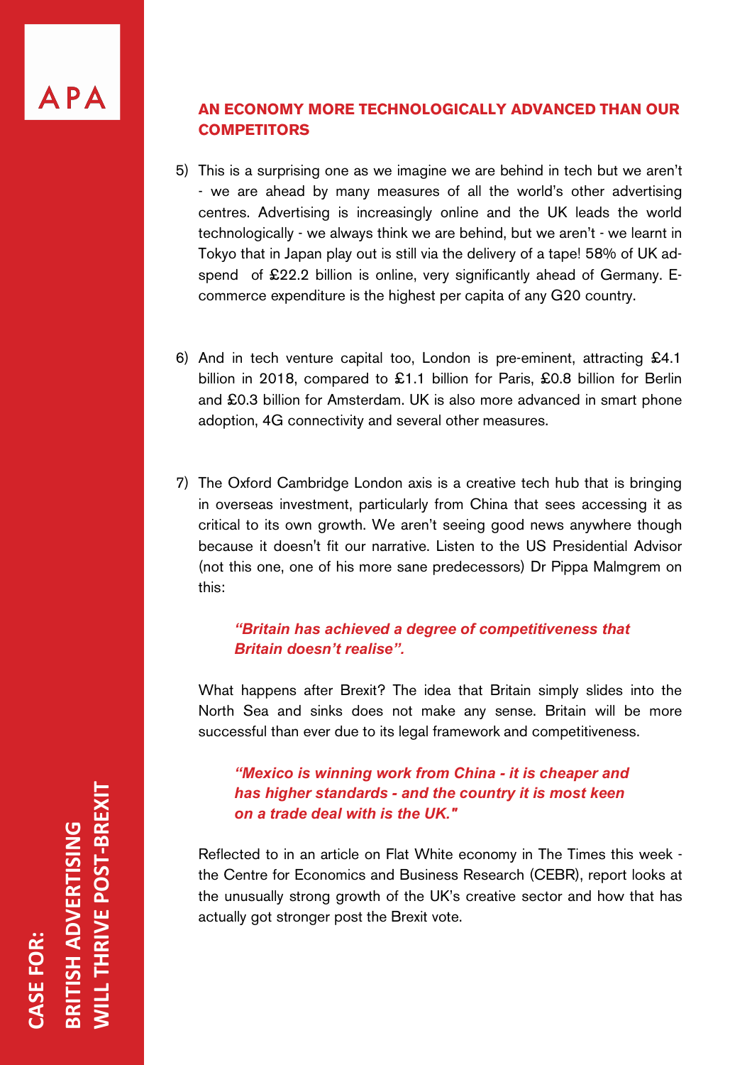## AN ECONOMY MORE TECHNOLOGICALLY ADVANCED THAN OUR COMPETITORS

5) This is a surprising one as we imagine we are behind in tech but we aren't - we are ahead by many measures of all the world's other advertising centres. Advertising is increasingly online and the UK leads the world technologically - we always think we are behind, but we aren't - we learnt in Tokyo that in Japan play out is still via the delivery of a tape! 58% of UK ad-spend of £22.2 billion is online, very significantly ahead of Germany. E-commerce expenditure is the highest per capita of any G20 country.

6) And in tech venture capital too, London is pre-eminent, attracting £4.1 billion in 2018, compared to £1.1 billion for Paris, £0.8 billion for Berlin and £0.3 billion for Amsterdam. UK is also more advanced in smart phone adoption, 4G connectivity and several other measures.

7) The Oxford Cambridge London axis is a creative tech hub that is bringing in overseas investment, particularly from China that sees accessing it as critical to its own growth. We aren't seeing good news anywhere though because it doesn't fit our narrative. Listen to the US Presidential Advisor (not this one, one of his more sane predecessors) Dr Pippa Malmgrem on this:

   ***"Britain has achieved a degree of competitiveness that Britain doesn't realise".***

   What happens after Brexit? The idea that Britain simply slides into the North Sea and sinks does not make any sense. Britain will be more successful than ever due to its legal framework and competitiveness.

   ***"Mexico is winning work from China - it is cheaper and has higher standards - and the country it is most keen on a trade deal with is the UK."***

   Reflected to in an article on Flat White economy in The Times this week - the Centre for Economics and Business Research (CEBR), report looks at the unusually strong growth of the UK's creative sector and how that has actually got stronger post the Brexit vote.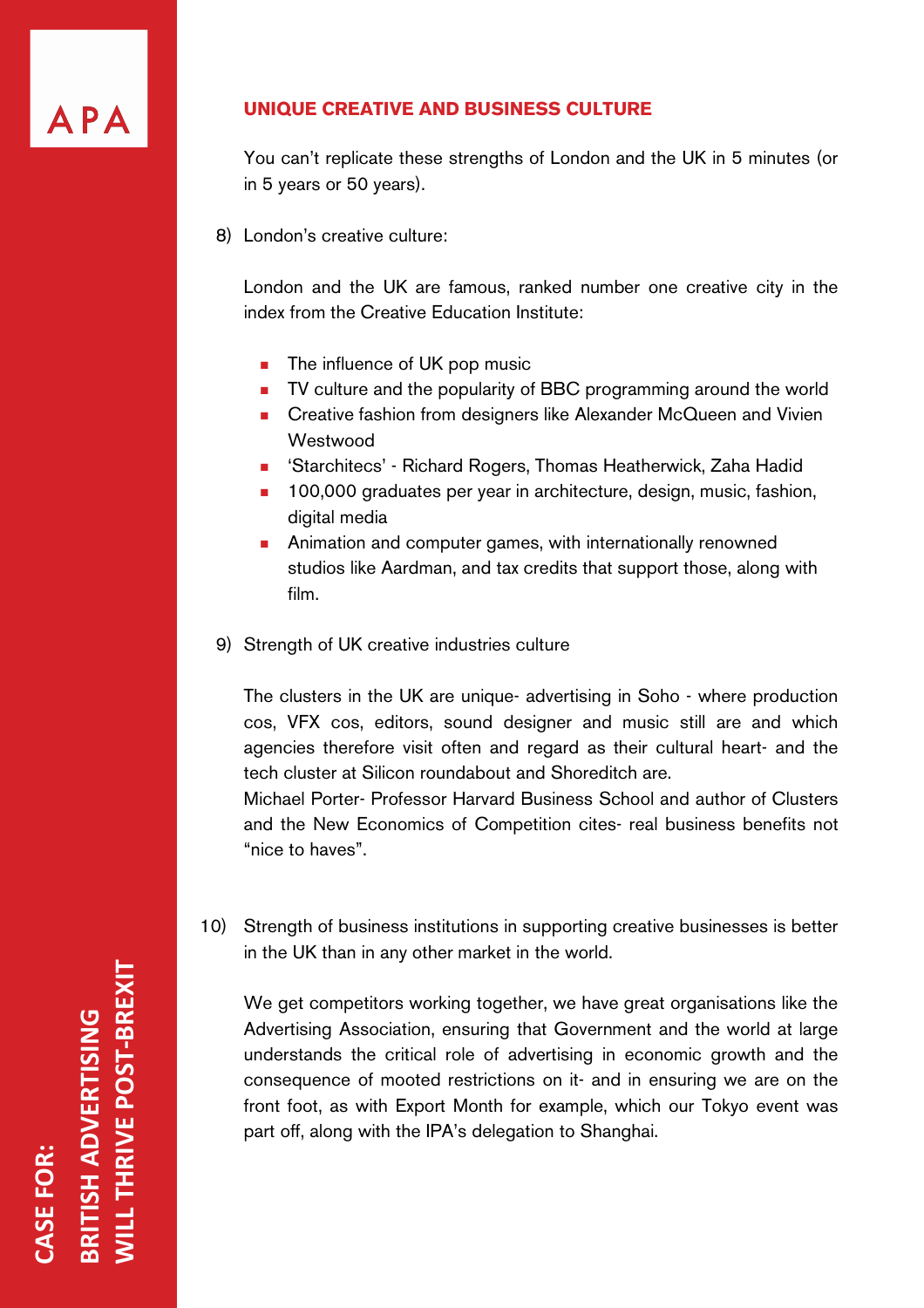## UNIQUE CREATIVE AND BUSINESS CULTURE

You can't replicate these strengths of London and the UK in 5 minutes (or in 5 years or 50 years).

8) London's creative culture:

   London and the UK are famous, ranked number one creative city in the index from the Creative Education Institute:

   - The influence of UK pop music
   - TV culture and the popularity of BBC programming around the world
   - Creative fashion from designers like Alexander McQueen and Vivien Westwood
   - 'Starchitecs' - Richard Rogers, Thomas Heatherwick, Zaha Hadid
   - 100,000 graduates per year in architecture, design, music, fashion, digital media
   - Animation and computer games, with internationally renowned studios like Aardman, and tax credits that support those, along with film.

9) Strength of UK creative industries culture

   The clusters in the UK are unique- advertising in Soho - where production cos, VFX cos, editors, sound designer and music still are and which agencies therefore visit often and regard as their cultural heart- and the tech cluster at Silicon roundabout and Shoreditch are.
   Michael Porter- Professor Harvard Business School and author of Clusters and the New Economics of Competition cites- real business benefits not "nice to haves".

10) Strength of business institutions in supporting creative businesses is better in the UK than in any other market in the world.

    We get competitors working together, we have great organisations like the Advertising Association, ensuring that Government and the world at large understands the critical role of advertising in economic growth and the consequence of mooted restrictions on it- and in ensuring we are on the front foot, as with Export Month for example, which our Tokyo event was part off, along with the IPA's delegation to Shanghai.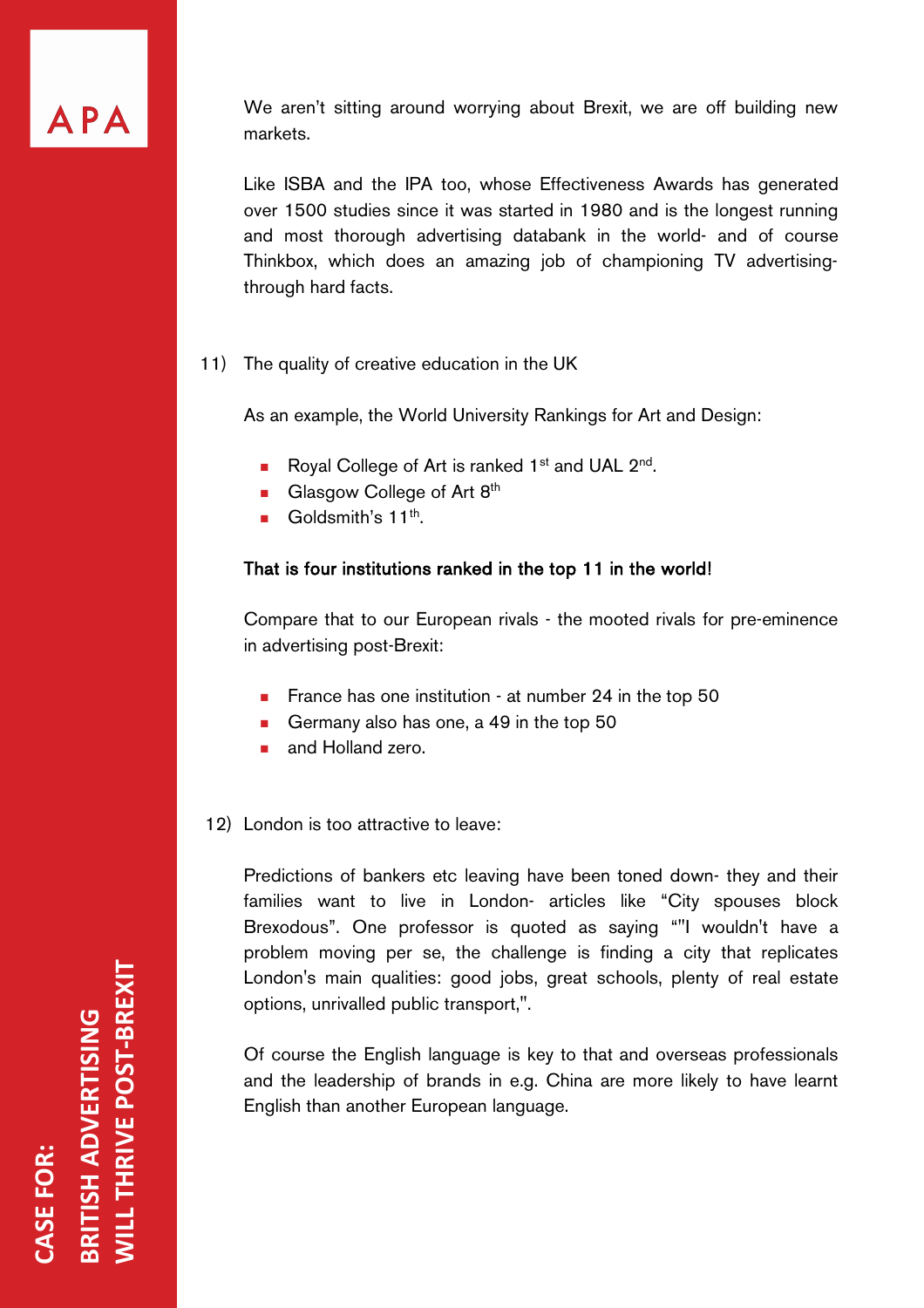We aren't sitting around worrying about Brexit, we are off building new markets.

Like ISBA and the IPA too, whose Effectiveness Awards has generated over 1500 studies since it was started in 1980 and is the longest running and most thorough advertising databank in the world- and of course Thinkbox, which does an amazing job of championing TV advertising- through hard facts.

11) The quality of creative education in the UK

As an example, the World University Rankings for Art and Design:

- Royal College of Art is ranked 1st and UAL 2nd.
- Glasgow College of Art 8th
- Goldsmith's 11th.

**That is four institutions ranked in the top 11 in the world!**

Compare that to our European rivals - the mooted rivals for pre-eminence in advertising post-Brexit:

- France has one institution - at number 24 in the top 50
- Germany also has one, a 49 in the top 50
- and Holland zero.

12) London is too attractive to leave:

Predictions of bankers etc leaving have been toned down- they and their families want to live in London- articles like "City spouses block Brexodous". One professor is quoted as saying ""I wouldn't have a problem moving per se, the challenge is finding a city that replicates London's main qualities: good jobs, great schools, plenty of real estate options, unrivalled public transport,".

Of course the English language is key to that and overseas professionals and the leadership of brands in e.g. China are more likely to have learnt English than another European language.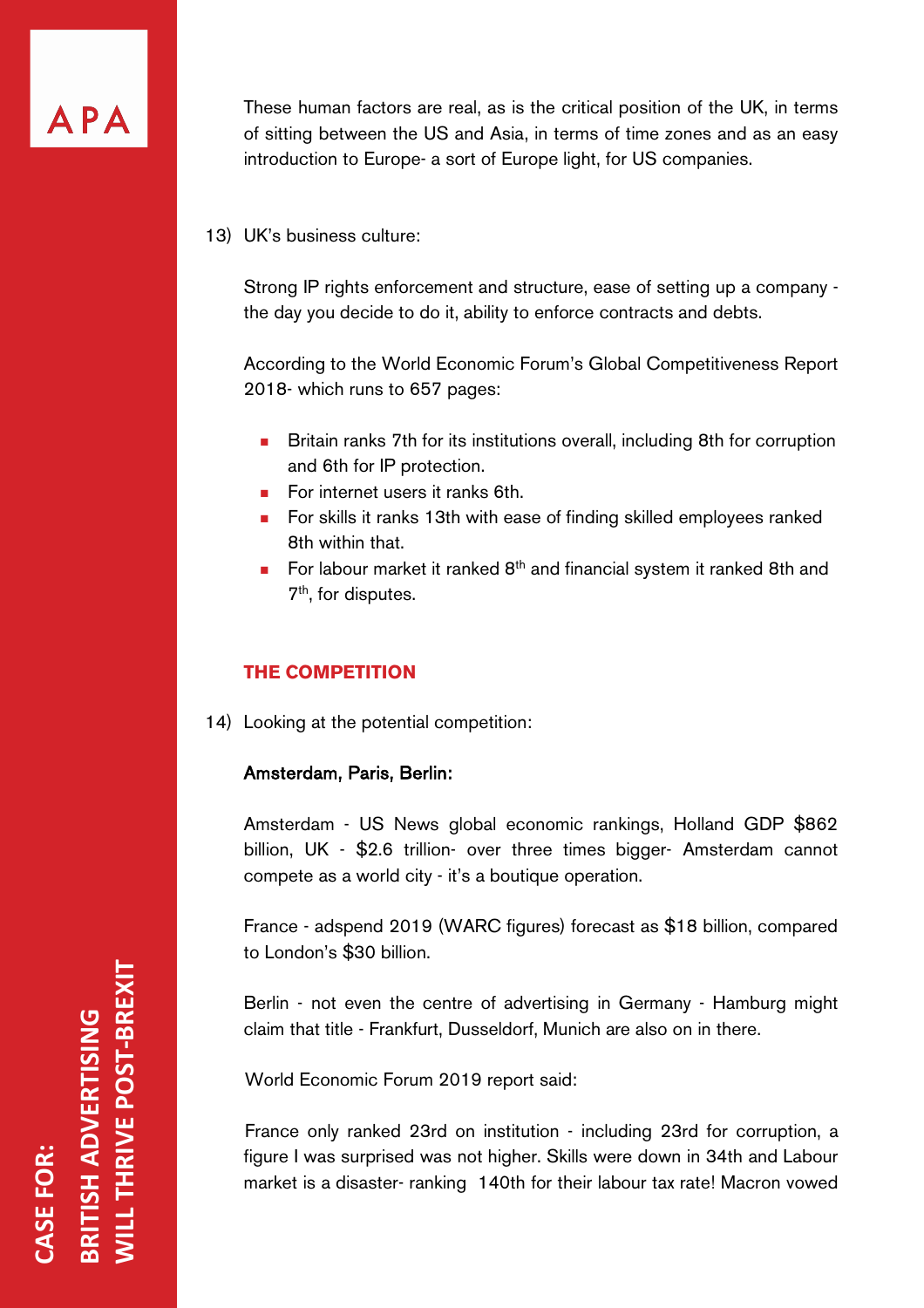These human factors are real, as is the critical position of the UK, in terms of sitting between the US and Asia, in terms of time zones and as an easy introduction to Europe- a sort of Europe light, for US companies.

13) UK's business culture:

Strong IP rights enforcement and structure, ease of setting up a company - the day you decide to do it, ability to enforce contracts and debts.

According to the World Economic Forum's Global Competitiveness Report 2018- which runs to 657 pages:

- Britain ranks 7th for its institutions overall, including 8th for corruption and 6th for IP protection.
- For internet users it ranks 6th.
- For skills it ranks 13th with ease of finding skilled employees ranked 8th within that.
- For labour market it ranked 8th and financial system it ranked 8th and 7th, for disputes.

## THE COMPETITION

14) Looking at the potential competition:

**Amsterdam, Paris, Berlin:**

Amsterdam - US News global economic rankings, Holland GDP $862 billion, UK - $2.6 trillion- over three times bigger- Amsterdam cannot compete as a world city - it's a boutique operation.

France - adspend 2019 (WARC figures) forecast as $18 billion, compared to London's $30 billion.

Berlin - not even the centre of advertising in Germany - Hamburg might claim that title - Frankfurt, Dusseldorf, Munich are also on in there.

World Economic Forum 2019 report said:

France only ranked 23rd on institution - including 23rd for corruption, a figure I was surprised was not higher. Skills were down in 34th and Labour market is a disaster- ranking 140th for their labour tax rate! Macron vowed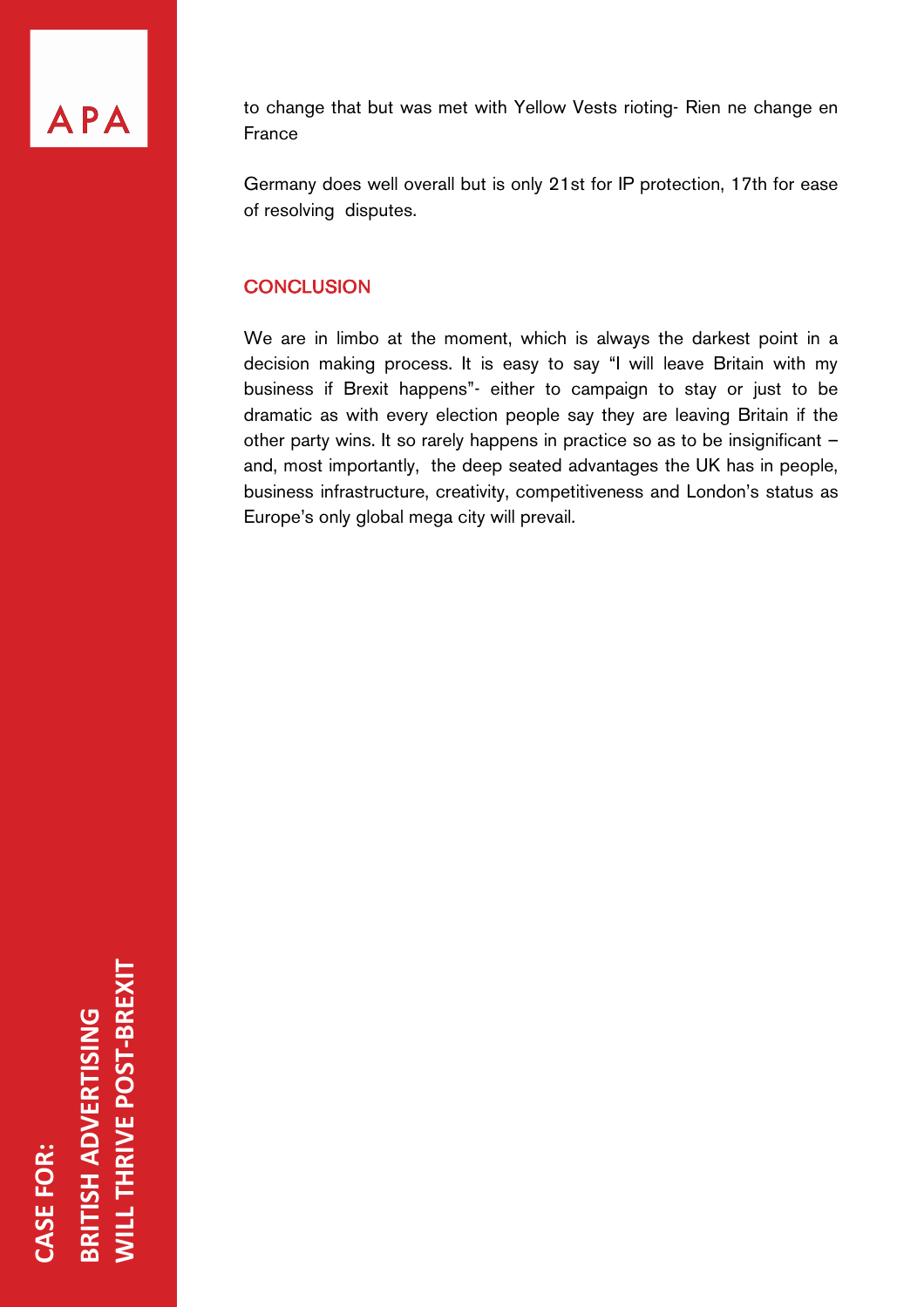to change that but was met with Yellow Vests rioting- Rien ne change en France

Germany does well overall but is only 21st for IP protection, 17th for ease of resolving disputes.

## CONCLUSION

We are in limbo at the moment, which is always the darkest point in a decision making process. It is easy to say "I will leave Britain with my business if Brexit happens"- either to campaign to stay or just to be dramatic as with every election people say they are leaving Britain if the other party wins. It so rarely happens in practice so as to be insignificant – and, most importantly, the deep seated advantages the UK has in people, business infrastructure, creativity, competitiveness and London's status as Europe's only global mega city will prevail.